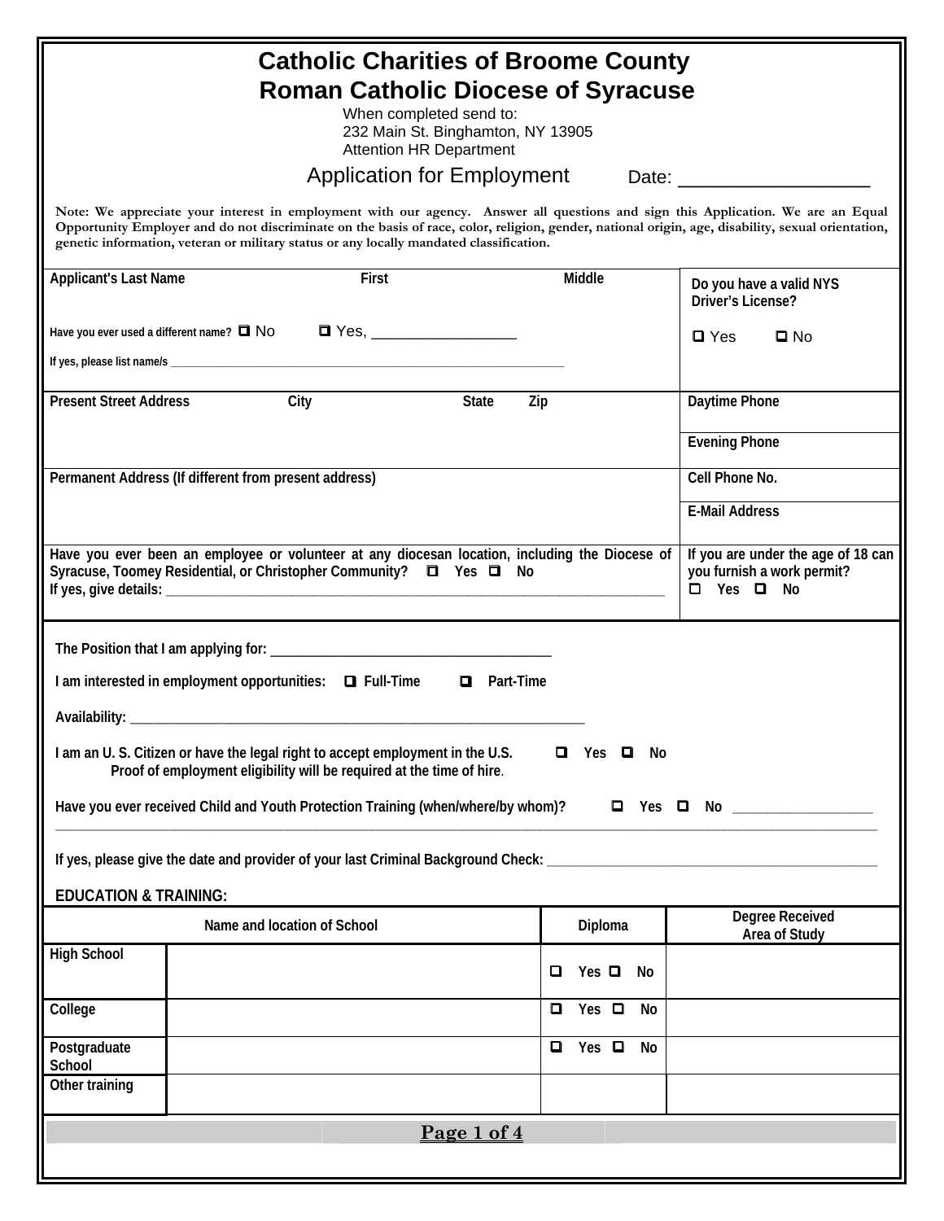# Catholic Charities of Broome County
# Roman Catholic Diocese of Syracuse

When completed send to:
232 Main St. Binghamton, NY 13905
Attention HR Department

## Application for Employment

Date: ___________________

**Note: We appreciate your interest in employment with our agency. Answer all questions and sign this Application. We are an Equal Opportunity Employer and do not discriminate on the basis of race, color, religion, gender, national origin, age, disability, sexual orientation, genetic information, veteran or military status or any locally mandated classification.**

| | |
|---|---|
| **Applicant's Last Name** **First** **Middle**<br><br>**Have you ever used a different name?** ☐ No ☐ Yes, __________________<br><br>**If yes, please list name/s** ______________________________________________ | **Do you have a valid NYS Driver's License?**<br><br>☐ Yes ☐ No |
| **Present Street Address** **City** **State** **Zip** | **Daytime Phone**<br><br>**Evening Phone** |
| **Permanent Address (If different from present address)** | **Cell Phone No.**<br><br>**E-Mail Address** |
| **Have you ever been an employee or volunteer at any diocesan location, including the Diocese of Syracuse, Toomey Residential, or Christopher Community?** ☐ **Yes** ☐ **No**<br>**If yes, give details:** ______________________________________________ | **If you are under the age of 18 can you furnish a work permit?**<br>☐ **Yes** ☐ **No** |

**The Position that I am applying for:** ________________________________________

**I am interested in employment opportunities:** ☐ **Full-Time** ☐ **Part-Time**

**Availability:** ________________________________________________________________

**I am an U. S. Citizen or have the legal right to accept employment in the U.S.** ☐ **Yes** ☐ **No**
**Proof of employment eligibility will be required at the time of hire**.

**Have you ever received Child and Youth Protection Training (when/where/by whom)?** ☐ **Yes** ☐ **No** ____________________
________________________________________________________________________________

**If yes, please give the date and provider of your last Criminal Background Check:** ______________________________________

**EDUCATION & TRAINING:**

| | Name and location of School | Diploma | Degree Received Area of Study |
|---|---|---|---|
| **High School** | | ☐ Yes ☐ No | |
| **College** | | ☐ Yes ☐ No | |
| **Postgraduate School** | | ☐ Yes ☐ No | |
| **Other training** | | | |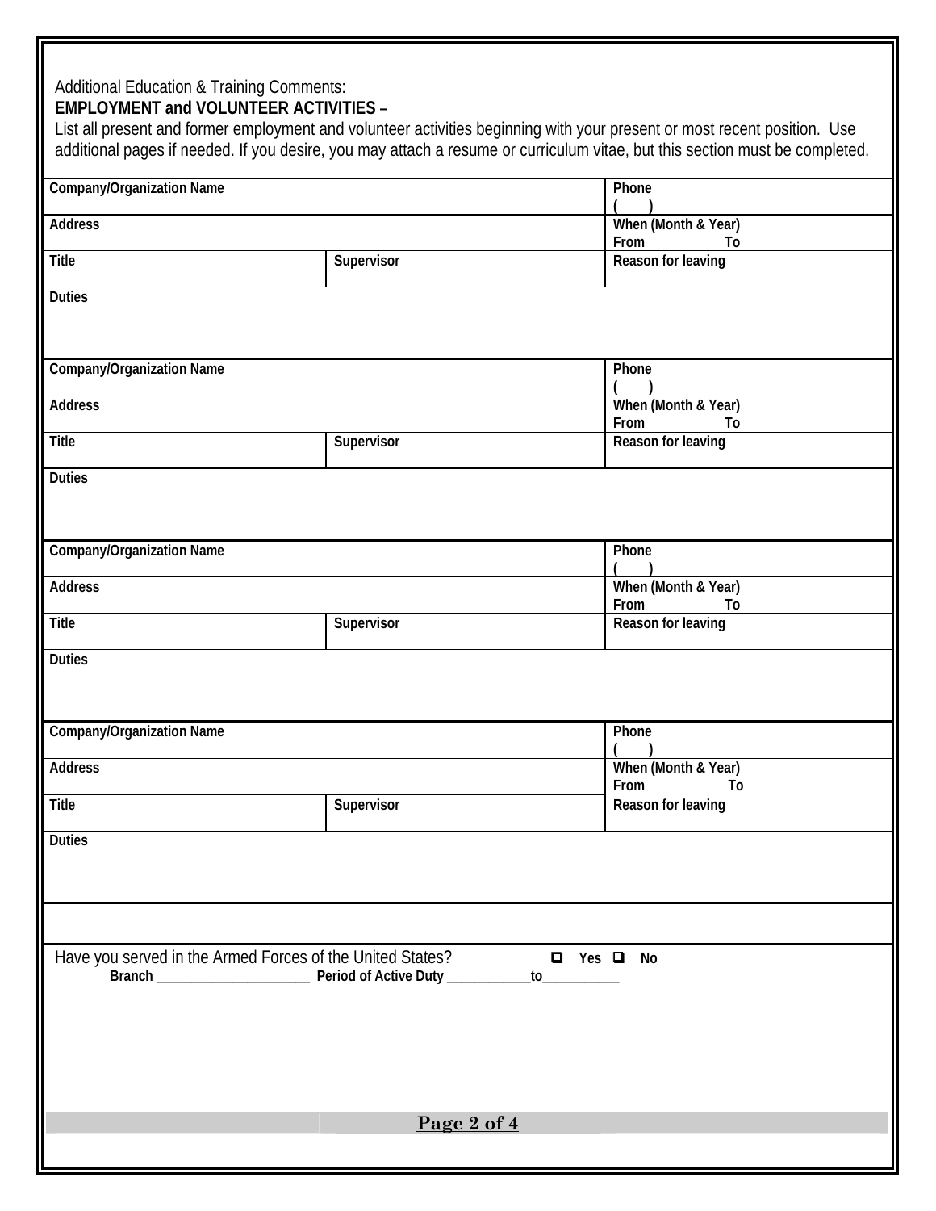Additional Education & Training Comments:

**EMPLOYMENT and VOLUNTEER ACTIVITIES –**

List all present and former employment and volunteer activities beginning with your present or most recent position. Use additional pages if needed. If you desire, you may attach a resume or curriculum vitae, but this section must be completed.

| Company/Organization Name | | Phone ( ) |
|---|---|---|
| Address | | When (Month & Year) From To |
| Title | Supervisor | Reason for leaving |
| Duties | | |

| Company/Organization Name | | Phone ( ) |
|---|---|---|
| Address | | When (Month & Year) From To |
| Title | Supervisor | Reason for leaving |
| Duties | | |

| Company/Organization Name | | Phone ( ) |
|---|---|---|
| Address | | When (Month & Year) From To |
| Title | Supervisor | Reason for leaving |
| Duties | | |

| Company/Organization Name | | Phone ( ) |
|---|---|---|
| Address | | When (Month & Year) From To |
| Title | Supervisor | Reason for leaving |
| Duties | | |

Have you served in the Armed Forces of the United States? ☐ Yes ☐ No

**Branch ______________________ Period of Active Duty ____________to___________**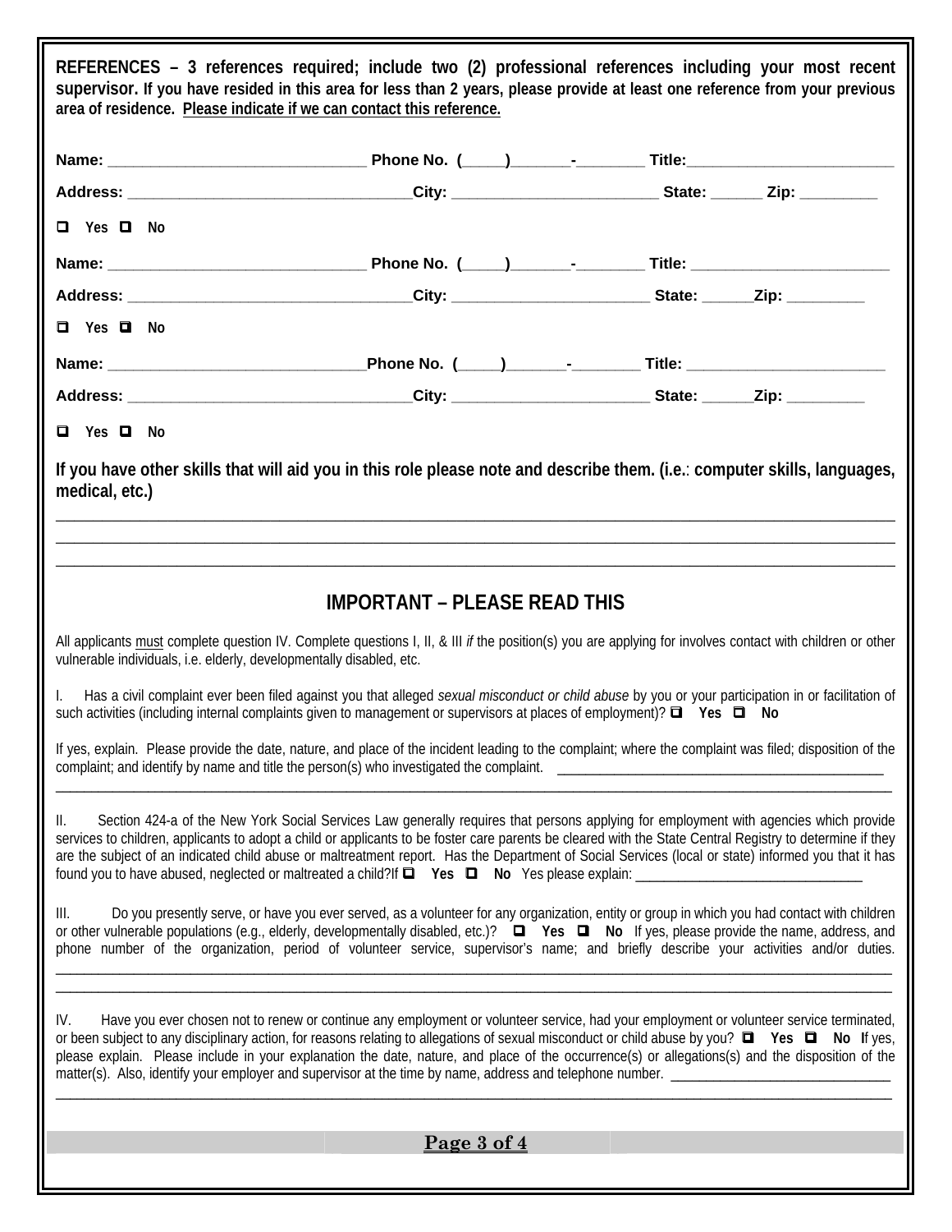**REFERENCES – 3 references required; include two (2) professional references including your most recent supervisor. If you have resided in this area for less than 2 years, please provide at least one reference from your previous area of residence. Please indicate if we can contact this reference.**

**Name:** ______________________________ **Phone No. (\_\_\_\_)\_\_\_\_\_\_\_-\_\_\_\_\_\_\_\_** **Title:**________________________

**Address:** ________________________________**City:** _______________________ **State:** ______ **Zip:** _________

☐ Yes ☐ No

**Name:** ______________________________ **Phone No. (\_\_\_\_)\_\_\_\_\_\_\_-\_\_\_\_\_\_\_\_** **Title:** _______________________

**Address:** ________________________________**City:** ______________________ **State:** ______**Zip:** _________

☐ Yes ☐ No

**Name:** _____________________________**Phone No. (\_\_\_\_)\_\_\_\_\_\_\_-\_\_\_\_\_\_\_\_** **Title:** _______________________

**Address:** ________________________________**City:** ______________________ **State:** ______**Zip:** _________

☐ Yes ☐ No

**If you have other skills that will aid you in this role please note and describe them. (i.e.: computer skills, languages, medical, etc.)**

________________________________________________________________________________________________

________________________________________________________________________________________________

________________________________________________________________________________________________

## IMPORTANT – PLEASE READ THIS

All applicants must complete question IV. Complete questions I, II, & III *if* the position(s) you are applying for involves contact with children or other vulnerable individuals, i.e. elderly, developmentally disabled, etc.

I. Has a civil complaint ever been filed against you that alleged *sexual misconduct or child abuse* by you or your participation in or facilitation of such activities (including internal complaints given to management or supervisors at places of employment)? ☐ **Yes** ☐ **No**

If yes, explain. Please provide the date, nature, and place of the incident leading to the complaint; where the complaint was filed; disposition of the complaint; and identify by name and title the person(s) who investigated the complaint. ____________________________________________
________________________________________________________________________________________________

II. Section 424-a of the New York Social Services Law generally requires that persons applying for employment with agencies which provide services to children, applicants to adopt a child or applicants to be foster care parents be cleared with the State Central Registry to determine if they are the subject of an indicated child abuse or maltreatment report. Has the Department of Social Services (local or state) informed you that it has found you to have abused, neglected or maltreated a child?If ☐ **Yes** ☐ **No** Yes please explain: _______________________________

III. Do you presently serve, or have you ever served, as a volunteer for any organization, entity or group in which you had contact with children or other vulnerable populations (e.g., elderly, developmentally disabled, etc.)? ☐ **Yes** ☐ **No** If yes, please provide the name, address, and phone number of the organization, period of volunteer service, supervisor's name; and briefly describe your activities and/or duties.
________________________________________________________________________________________________
________________________________________________________________________________________________

IV. Have you ever chosen not to renew or continue any employment or volunteer service, had your employment or volunteer service terminated, or been subject to any disciplinary action, for reasons relating to allegations of sexual misconduct or child abuse by you? ☐ **Yes** ☐ **No** If yes, please explain. Please include in your explanation the date, nature, and place of the occurrence(s) or allegations(s) and the disposition of the matter(s). Also, identify your employer and supervisor at the time by name, address and telephone number. ______________________________
________________________________________________________________________________________________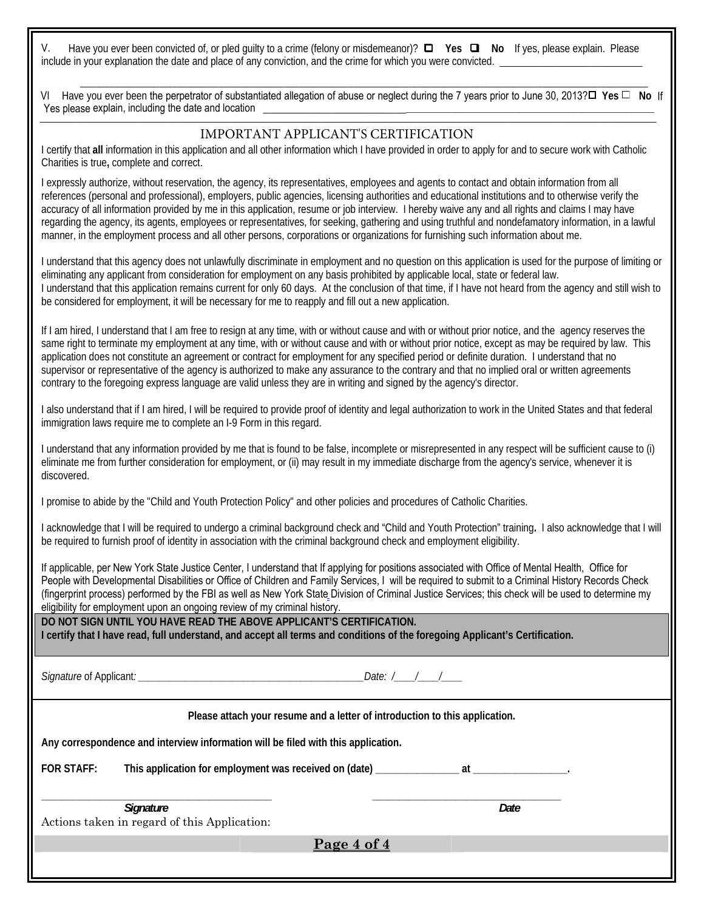V. Have you ever been convicted of, or pled guilty to a crime (felony or misdemeanor)? ☐ **Yes** ☐ **No** If yes, please explain. Please include in your explanation the date and place of any conviction, and the crime for which you were convicted. ___________________________

_______________________________________________________________________________________________

VI Have you ever been the perpetrator of substantiated allegation of abuse or neglect during the 7 years prior to June 30, 2013? ☐ **Yes** ☐ **No** If Yes please explain, including the date and location ____________________________________________________________________________

## IMPORTANT APPLICANT'S CERTIFICATION

I certify that **all** information in this application and all other information which I have provided in order to apply for and to secure work with Catholic Charities is true**,** complete and correct.

I expressly authorize, without reservation, the agency, its representatives, employees and agents to contact and obtain information from all references (personal and professional), employers, public agencies, licensing authorities and educational institutions and to otherwise verify the accuracy of all information provided by me in this application, resume or job interview. I hereby waive any and all rights and claims I may have regarding the agency, its agents, employees or representatives, for seeking, gathering and using truthful and nondefamatory information, in a lawful manner, in the employment process and all other persons, corporations or organizations for furnishing such information about me.

I understand that this agency does not unlawfully discriminate in employment and no question on this application is used for the purpose of limiting or eliminating any applicant from consideration for employment on any basis prohibited by applicable local, state or federal law.
I understand that this application remains current for only 60 days. At the conclusion of that time, if I have not heard from the agency and still wish to be considered for employment, it will be necessary for me to reapply and fill out a new application.

If I am hired, I understand that I am free to resign at any time, with or without cause and with or without prior notice, and the agency reserves the same right to terminate my employment at any time, with or without cause and with or without prior notice, except as may be required by law. This application does not constitute an agreement or contract for employment for any specified period or definite duration. I understand that no supervisor or representative of the agency is authorized to make any assurance to the contrary and that no implied oral or written agreements contrary to the foregoing express language are valid unless they are in writing and signed by the agency's director.

I also understand that if I am hired, I will be required to provide proof of identity and legal authorization to work in the United States and that federal immigration laws require me to complete an I-9 Form in this regard.

I understand that any information provided by me that is found to be false, incomplete or misrepresented in any respect will be sufficient cause to (i) eliminate me from further consideration for employment, or (ii) may result in my immediate discharge from the agency's service, whenever it is discovered.

I promise to abide by the "Child and Youth Protection Policy" and other policies and procedures of Catholic Charities.

I acknowledge that I will be required to undergo a criminal background check and "Child and Youth Protection" training**.** I also acknowledge that I will be required to furnish proof of identity in association with the criminal background check and employment eligibility.

If applicable, per New York State Justice Center, I understand that If applying for positions associated with Office of Mental Health, Office for People with Developmental Disabilities or Office of Children and Family Services, I will be required to submit to a Criminal History Records Check (fingerprint process) performed by the FBI as well as New York State Division of Criminal Justice Services; this check will be used to determine my eligibility for employment upon an ongoing review of my criminal history.

**DO NOT SIGN UNTIL YOU HAVE READ THE ABOVE APPLICANT'S CERTIFICATION.**
**I certify that I have read, full understand, and accept all terms and conditions of the foregoing Applicant's Certification.**

*Signature* of Applicant: ___________________________________________ *Date:* /____/____/____

**Please attach your resume and a letter of introduction to this application.**

**Any correspondence and interview information will be filed with this application.**

**FOR STAFF: This application for employment was received on (date) ________________ at _________________.**

__________________________________________ ____________________________________
*Signature* *Date*

Actions taken in regard of this Application: